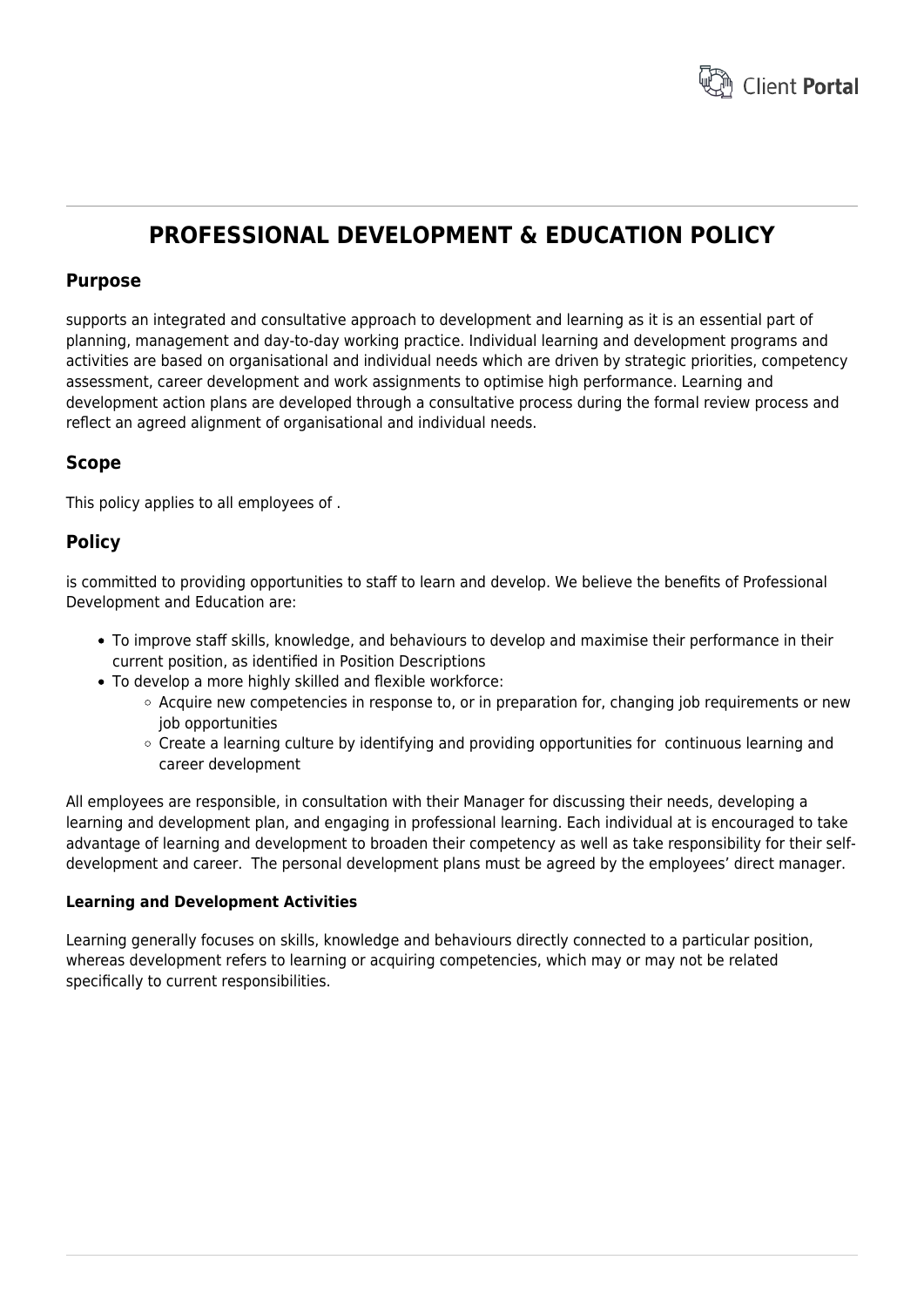# PROFESSIONAL DEVELOPMENT & EDUCATION POLICY

## Purpose

supports an integrated and consultative approach to development and learning as it is an essential part of planning, management and day-to-day working practice. Individual learning and development programs and activities are based on organisational and individual needs which are driven by strategic priorities, competency assessment, career development and work assignments to optimise high performance. Learning and development action plans are developed through a consultative process during the formal review process and reflect an agreed alignment of organisational and individual needs.

## Scope

This policy applies to all employees of .

## Policy

is committed to providing opportunities to staff to learn and develop. We believe the benefits of Professional Development and Education are:

- To improve staff skills, knowledge, and behaviours to develop and maximise their performance in their current position, as identified in Position Descriptions
- To develop a more highly skilled and flexible workforce:
  - Acquire new competencies in response to, or in preparation for, changing job requirements or new job opportunities
  - Create a learning culture by identifying and providing opportunities for continuous learning and career development

All employees are responsible, in consultation with their Manager for discussing their needs, developing a learning and development plan, and engaging in professional learning. Each individual at is encouraged to take advantage of learning and development to broaden their competency as well as take responsibility for their self-development and career. The personal development plans must be agreed by the employees' direct manager.

#### Learning and Development Activities

Learning generally focuses on skills, knowledge and behaviours directly connected to a particular position, whereas development refers to learning or acquiring competencies, which may or may not be related specifically to current responsibilities.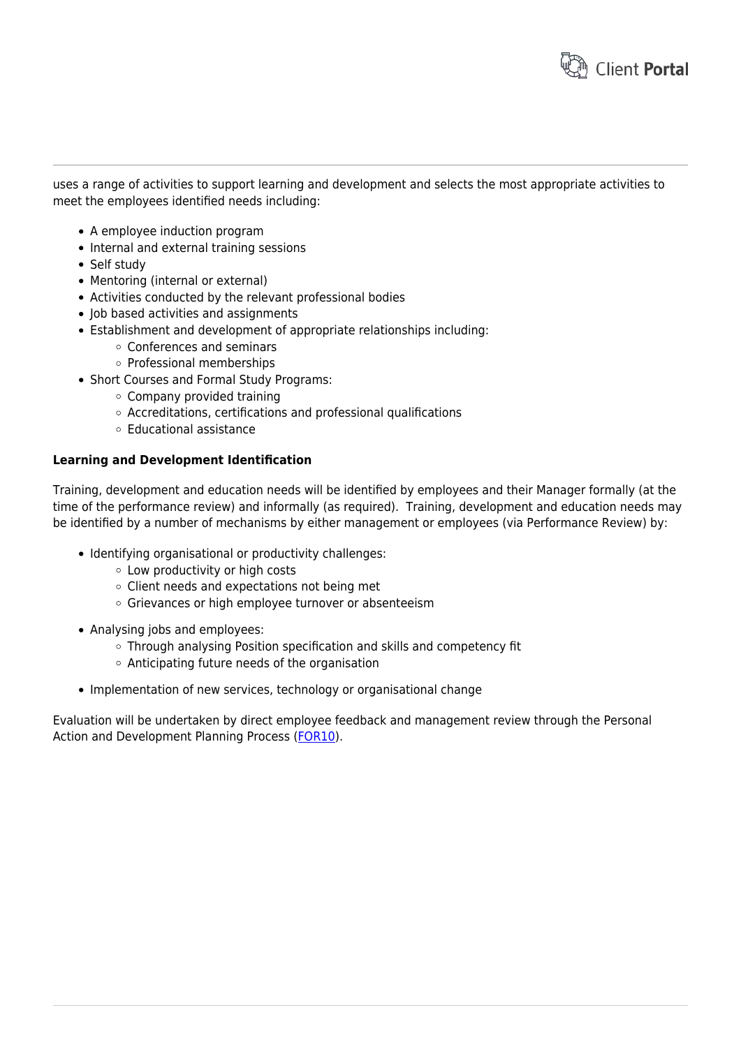uses a range of activities to support learning and development and selects the most appropriate activities to meet the employees identified needs including:

- A employee induction program
- Internal and external training sessions
- Self study
- Mentoring (internal or external)
- Activities conducted by the relevant professional bodies
- Job based activities and assignments
- Establishment and development of appropriate relationships including:
    - Conferences and seminars
    - Professional memberships
- Short Courses and Formal Study Programs:
    - Company provided training
    - Accreditations, certifications and professional qualifications
    - Educational assistance

**Learning and Development Identification**

Training, development and education needs will be identified by employees and their Manager formally (at the time of the performance review) and informally (as required). Training, development and education needs may be identified by a number of mechanisms by either management or employees (via Performance Review) by:

- Identifying organisational or productivity challenges:
    - Low productivity or high costs
    - Client needs and expectations not being met
    - Grievances or high employee turnover or absenteeism
- Analysing jobs and employees:
    - Through analysing Position specification and skills and competency fit
    - Anticipating future needs of the organisation
- Implementation of new services, technology or organisational change

Evaluation will be undertaken by direct employee feedback and management review through the Personal Action and Development Planning Process (FOR10).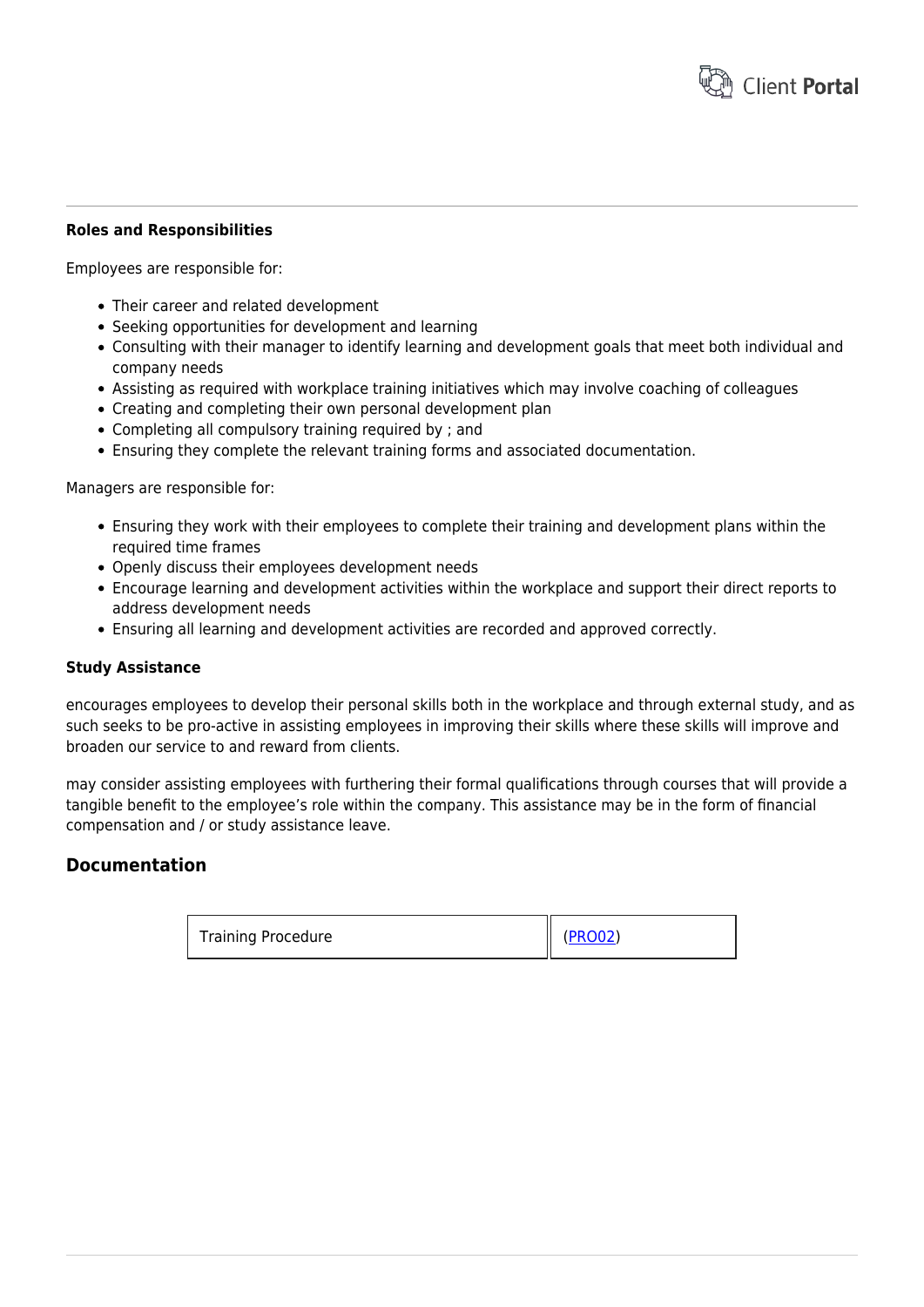**Roles and Responsibilities**

Employees are responsible for:

- Their career and related development
- Seeking opportunities for development and learning
- Consulting with their manager to identify learning and development goals that meet both individual and company needs
- Assisting as required with workplace training initiatives which may involve coaching of colleagues
- Creating and completing their own personal development plan
- Completing all compulsory training required by ; and
- Ensuring they complete the relevant training forms and associated documentation.

Managers are responsible for:

- Ensuring they work with their employees to complete their training and development plans within the required time frames
- Openly discuss their employees development needs
- Encourage learning and development activities within the workplace and support their direct reports to address development needs
- Ensuring all learning and development activities are recorded and approved correctly.

**Study Assistance**

encourages employees to develop their personal skills both in the workplace and through external study, and as such seeks to be pro-active in assisting employees in improving their skills where these skills will improve and broaden our service to and reward from clients.

may consider assisting employees with furthering their formal qualifications through courses that will provide a tangible benefit to the employee's role within the company. This assistance may be in the form of financial compensation and / or study assistance leave.

## Documentation

| | |
|---|---|
| Training Procedure | (PRO02) |